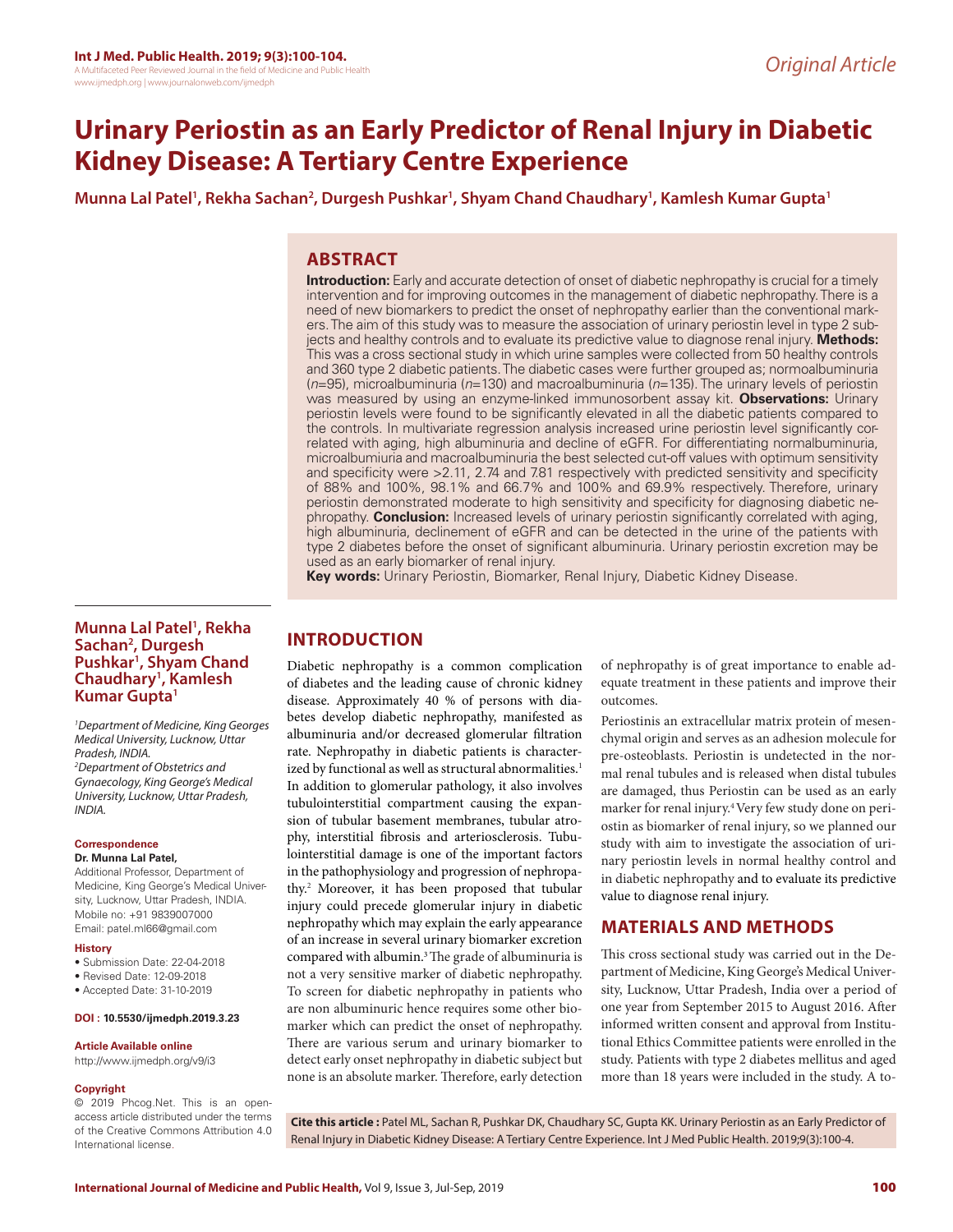Original Article

# Urinary Periostin as an Early Predictor of Renal Injury in Diabetic Kidney Disease: A Tertiary Centre Experience

**Munna Lal Patel[1], Rekha Sachan[2], Durgesh Pushkar[1], Shyam Chand Chaudhary[1], Kamlesh Kumar Gupta[1]**

## ABSTRACT

**Introduction:** Early and accurate detection of onset of diabetic nephropathy is crucial for a timely intervention and for improving outcomes in the management of diabetic nephropathy. There is a need of new biomarkers to predict the onset of nephropathy earlier than the conventional markers. The aim of this study was to measure the association of urinary periostin level in type 2 subjects and healthy controls and to evaluate its predictive value to diagnose renal injury. **Methods:** This was a cross sectional study in which urine samples were collected from 50 healthy controls and 360 type 2 diabetic patients. The diabetic cases were further grouped as; normoalbuminuria (*n*=95), microalbuminuria (*n*=130) and macroalbuminuria (*n*=135). The urinary levels of periostin was measured by using an enzyme-linked immunosorbent assay kit. **Observations:** Urinary periostin levels were found to be significantly elevated in all the diabetic patients compared to the controls. In multivariate regression analysis increased urine periostin level significantly correlated with aging, high albuminuria and decline of eGFR. For differentiating normalbuminuria, microalbumiuria and macroalbuminuria the best selected cut-off values with optimum sensitivity and specificity were >2.11, 2.74 and 7.81 respectively with predicted sensitivity and specificity of 88% and 100%, 98.1% and 66.7% and 100% and 69.9% respectively. Therefore, urinary periostin demonstrated moderate to high sensitivity and specificity for diagnosing diabetic nephropathy. **Conclusion:** Increased levels of urinary periostin significantly correlated with aging, high albuminuria, declinement of eGFR and can be detected in the urine of the patients with type 2 diabetes before the onset of significant albuminuria. Urinary periostin excretion may be used as an early biomarker of renal injury.

**Key words:** Urinary Periostin, Biomarker, Renal Injury, Diabetic Kidney Disease.

**Munna Lal Patel[1], Rekha Sachan[2], Durgesh Pushkar[1], Shyam Chand Chaudhary[1], Kamlesh Kumar Gupta[1]**

*[1]Department of Medicine, King Georges Medical University, Lucknow, Uttar Pradesh, INDIA.*
*[2]Department of Obstetrics and Gynaecology, King George's Medical University, Lucknow, Uttar Pradesh, INDIA.*

**Correspondence**

**Dr. Munna Lal Patel,**
Additional Professor, Department of Medicine, King George's Medical University, Lucknow, Uttar Pradesh, INDIA.
Mobile no: +91 9839007000
Email: patel.ml66@gmail.com

**History**

- Submission Date: 22-04-2018
- Revised Date: 12-09-2018
- Accepted Date: 31-10-2019

**DOI : 10.5530/ijmedph.2019.3.23**

**Article Available online**
http://www.ijmedph.org/v9/i3

**Copyright**
© 2019 Phcog.Net. This is an open-access article distributed under the terms of the Creative Commons Attribution 4.0 International license.

## INTRODUCTION

Diabetic nephropathy is a common complication of diabetes and the leading cause of chronic kidney disease. Approximately 40 % of persons with diabetes develop diabetic nephropathy, manifested as albuminuria and/or decreased glomerular filtration rate. Nephropathy in diabetic patients is characterized by functional as well as structural abnormalities.[1] In addition to glomerular pathology, it also involves tubulointerstitial compartment causing the expansion of tubular basement membranes, tubular atrophy, interstitial fibrosis and arteriosclerosis. Tubulointerstitial damage is one of the important factors in the pathophysiology and progression of nephropathy.[2] Moreover, it has been proposed that tubular injury could precede glomerular injury in diabetic nephropathy which may explain the early appearance of an increase in several urinary biomarker excretion compared with albumin.[3] The grade of albuminuria is not a very sensitive marker of diabetic nephropathy. To screen for diabetic nephropathy in patients who are non albuminuric hence requires some other biomarker which can predict the onset of nephropathy. There are various serum and urinary biomarker to detect early onset nephropathy in diabetic subject but none is an absolute marker. Therefore, early detection of nephropathy is of great importance to enable adequate treatment in these patients and improve their outcomes.

Periostinis an extracellular matrix protein of mesenchymal origin and serves as an adhesion molecule for pre-osteoblasts. Periostin is undetected in the normal renal tubules and is released when distal tubules are damaged, thus Periostin can be used as an early marker for renal injury.[4] Very few study done on periostin as biomarker of renal injury, so we planned our study with aim to investigate the association of urinary periostin levels in normal healthy control and in diabetic nephropathy and to evaluate its predictive value to diagnose renal injury.

## MATERIALS AND METHODS

This cross sectional study was carried out in the Department of Medicine, King George's Medical University, Lucknow, Uttar Pradesh, India over a period of one year from September 2015 to August 2016. After informed written consent and approval from Institutional Ethics Committee patients were enrolled in the study. Patients with type 2 diabetes mellitus and aged more than 18 years were included in the study. A to-

**Cite this article :** Patel ML, Sachan R, Pushkar DK, Chaudhary SC, Gupta KK. Urinary Periostin as an Early Predictor of Renal Injury in Diabetic Kidney Disease: A Tertiary Centre Experience. Int J Med Public Health. 2019;9(3):100-4.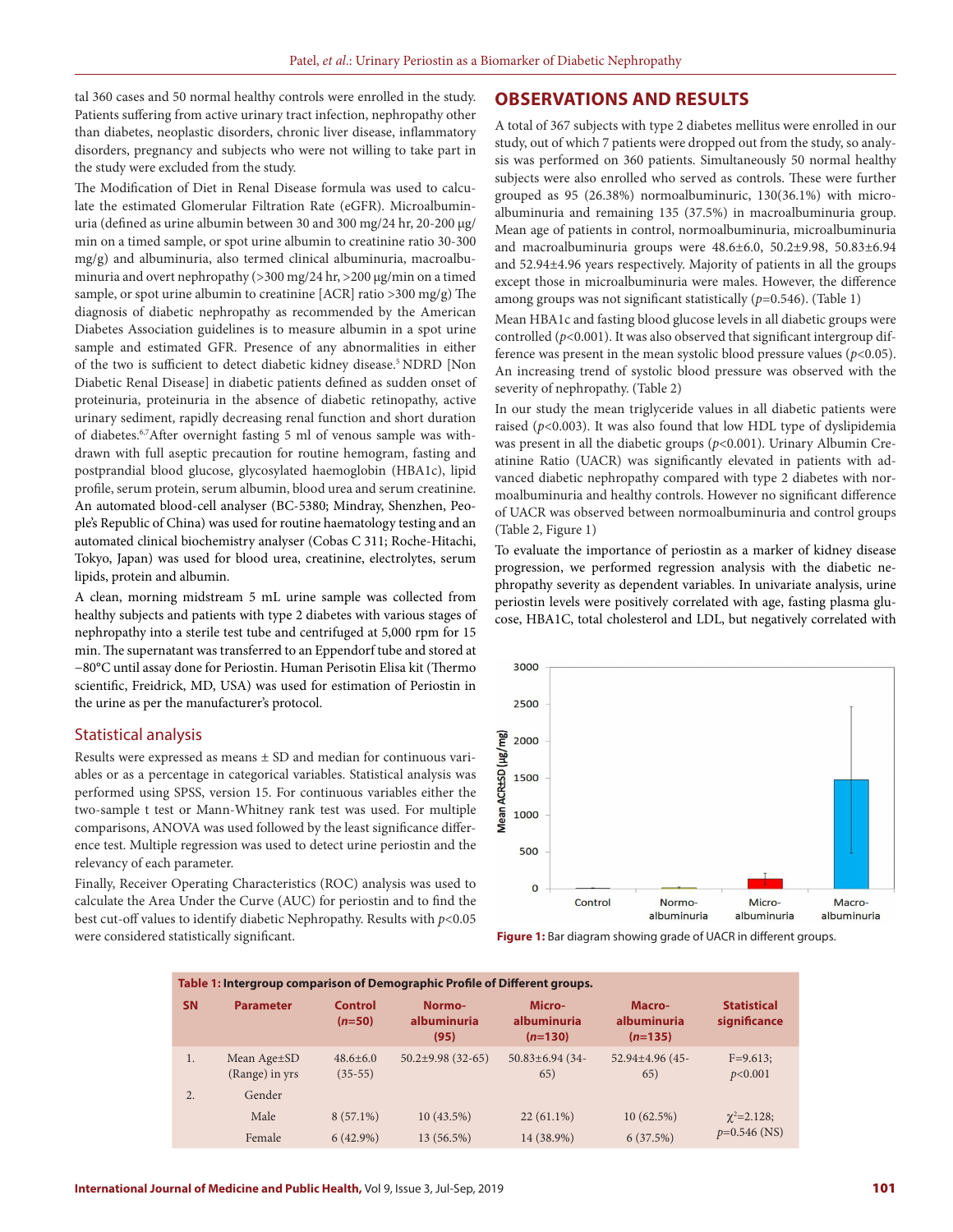tal 360 cases and 50 normal healthy controls were enrolled in the study. Patients suffering from active urinary tract infection, nephropathy other than diabetes, neoplastic disorders, chronic liver disease, inflammatory disorders, pregnancy and subjects who were not willing to take part in the study were excluded from the study.

The Modification of Diet in Renal Disease formula was used to calculate the estimated Glomerular Filtration Rate (eGFR). Microalbuminuria (defined as urine albumin between 30 and 300 mg/24 hr, 20-200 µg/min on a timed sample, or spot urine albumin to creatinine ratio 30-300 mg/g) and albuminuria, also termed clinical albuminuria, macroalbuminuria and overt nephropathy (>300 mg/24 hr, >200 µg/min on a timed sample, or spot urine albumin to creatinine [ACR] ratio >300 mg/g) The diagnosis of diabetic nephropathy as recommended by the American Diabetes Association guidelines is to measure albumin in a spot urine sample and estimated GFR. Presence of any abnormalities in either of the two is sufficient to detect diabetic kidney disease.[5] NDRD [Non Diabetic Renal Disease] in diabetic patients defined as sudden onset of proteinuria, proteinuria in the absence of diabetic retinopathy, active urinary sediment, rapidly decreasing renal function and short duration of diabetes.[6,7] After overnight fasting 5 ml of venous sample was withdrawn with full aseptic precaution for routine hemogram, fasting and postprandial blood glucose, glycosylated haemoglobin (HBA1c), lipid profile, serum protein, serum albumin, blood urea and serum creatinine. An automated blood-cell analyser (BC-5380; Mindray, Shenzhen, People's Republic of China) was used for routine haematology testing and an automated clinical biochemistry analyser (Cobas C 311; Roche-Hitachi, Tokyo, Japan) was used for blood urea, creatinine, electrolytes, serum lipids, protein and albumin.

A clean, morning midstream 5 mL urine sample was collected from healthy subjects and patients with type 2 diabetes with various stages of nephropathy into a sterile test tube and centrifuged at 5,000 rpm for 15 min. The supernatant was transferred to an Eppendorf tube and stored at −80°C until assay done for Periostin. Human Perisotin Elisa kit (Thermo scientific, Freidrick, MD, USA) was used for estimation of Periostin in the urine as per the manufacturer's protocol.

## Statistical analysis

Results were expressed as means ± SD and median for continuous variables or as a percentage in categorical variables. Statistical analysis was performed using SPSS, version 15. For continuous variables either the two-sample t test or Mann-Whitney rank test was used. For multiple comparisons, ANOVA was used followed by the least significance difference test. Multiple regression was used to detect urine periostin and the relevancy of each parameter.

Finally, Receiver Operating Characteristics (ROC) analysis was used to calculate the Area Under the Curve (AUC) for periostin and to find the best cut-off values to identify diabetic Nephropathy. Results with $p<0.05$ were considered statistically significant.

# OBSERVATIONS AND RESULTS

A total of 367 subjects with type 2 diabetes mellitus were enrolled in our study, out of which 7 patients were dropped out from the study, so analysis was performed on 360 patients. Simultaneously 50 normal healthy subjects were also enrolled who served as controls. These were further grouped as 95 (26.38%) normoalbuminuric, 130(36.1%) with microalbuminuria and remaining 135 (37.5%) in macroalbuminuria group. Mean age of patients in control, normoalbuminuria, microalbuminuria and macroalbuminuria groups were 48.6±6.0, 50.2±9.98, 50.83±6.94 and 52.94±4.96 years respectively. Majority of patients in all the groups except those in microalbuminuria were males. However, the difference among groups was not significant statistically ($p$=0.546). (Table 1)

Mean HBA1c and fasting blood glucose levels in all diabetic groups were controlled ($p<0.001$). It was also observed that significant intergroup difference was present in the mean systolic blood pressure values ($p<0.05$). An increasing trend of systolic blood pressure was observed with the severity of nephropathy. (Table 2)

In our study the mean triglyceride values in all diabetic patients were raised ($p<0.003$). It was also found that low HDL type of dyslipidemia was present in all the diabetic groups ($p<0.001$). Urinary Albumin Creatinine Ratio (UACR) was significantly elevated in patients with advanced diabetic nephropathy compared with type 2 diabetes with normoalbuminuria and healthy controls. However no significant difference of UACR was observed between normoalbuminuria and control groups (Table 2, Figure 1)

To evaluate the importance of periostin as a marker of kidney disease progression, we performed regression analysis with the diabetic nephropathy severity as dependent variables. In univariate analysis, urine periostin levels were positively correlated with age, fasting plasma glucose, HBA1C, total cholesterol and LDL, but negatively correlated with

**Figure 1:** Bar diagram showing grade of UACR in different groups.

**Table 1: Intergroup comparison of Demographic Profile of Different groups.**

| SN | Parameter | Control (*n*=50) | Normo-albuminuria (95) | Micro-albuminuria (*n*=130) | Macro-albuminuria (*n*=135) | Statistical significance |
|---|---|---|---|---|---|---|
| 1. | Mean Age±SD (Range) in yrs | 48.6±6.0 (35-55) | 50.2±9.98 (32-65) | 50.83±6.94 (34-65) | 52.94±4.96 (45-65) | F=9.613; $p<0.001$ |
| 2. | Gender | | | | | |
| | Male | 8 (57.1%) | 10 (43.5%) | 22 (61.1%) | 10 (62.5%) | $\chi^2$=2.128; $p$=0.546 (NS) |
| | Female | 6 (42.9%) | 13 (56.5%) | 14 (38.9%) | 6 (37.5%) | |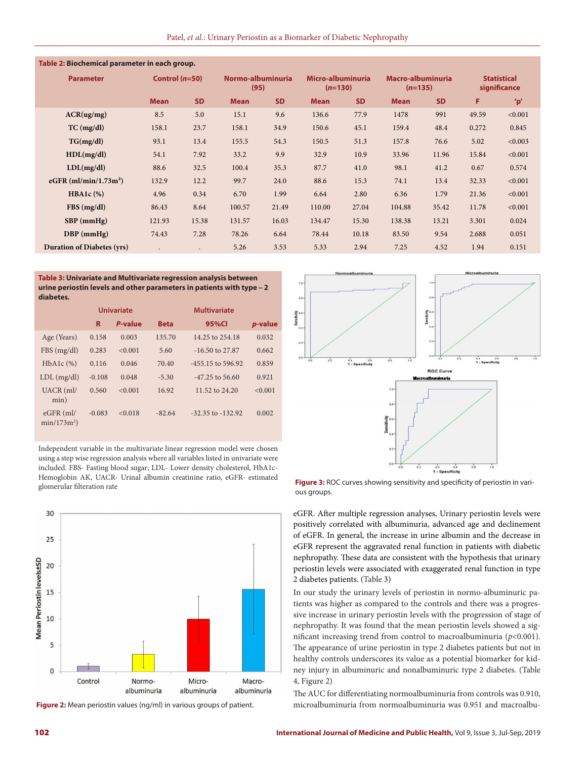**Table 2: Biochemical parameter in each group.**

| Parameter | Control (n=50) | | Normo-albuminuria (95) | | Micro-albuminuria (n=130) | | Macro-albuminuria (n=135) | | Statistical significance | |
|---|---|---|---|---|---|---|---|---|---|---|
| | Mean | SD | Mean | SD | Mean | SD | Mean | SD | F | 'p' |
| ACR(ug/mg) | 8.5 | 5.0 | 15.1 | 9.6 | 136.6 | 77.9 | 1478 | 991 | 49.59 | <0.001 |
| TC (mg/dl) | 158.1 | 23.7 | 158.1 | 34.9 | 150.6 | 45.1 | 159.4 | 48.4 | 0.272 | 0.845 |
| TG(mg/dl) | 93.1 | 13.4 | 155.5 | 54.3 | 150.5 | 51.3 | 157.8 | 76.6 | 5.02 | <0.003 |
| HDL(mg/dl) | 54.1 | 7.92 | 33.2 | 9.9 | 32.9 | 10.9 | 33.96 | 11.96 | 15.84 | <0.001 |
| LDL(mg/dl) | 88.6 | 32.5 | 100.4 | 35.3 | 87.7 | 41.0 | 98.1 | 41.2 | 0.67 | 0.574 |
| eGFR (ml/min/1.73m$^2$) | 132.9 | 12.2 | 99.7 | 24.0 | 88.6 | 15.3 | 74.1 | 13.4 | 32.33 | <0.001 |
| HBA1c (%) | 4.96 | 0.34 | 6.70 | 1.99 | 6.64 | 2.80 | 6.36 | 1.79 | 21.36 | <0.001 |
| FBS (mg/dl) | 86.43 | 8.64 | 100.57 | 21.49 | 110.00 | 27.04 | 104.88 | 35.42 | 11.78 | <0.001 |
| SBP (mmHg) | 121.93 | 15.38 | 131.57 | 16.03 | 134.47 | 15.30 | 138.38 | 13.21 | 3.301 | 0.024 |
| DBP (mmHg) | 74.43 | 7.28 | 78.26 | 6.64 | 78.44 | 10.18 | 83.50 | 9.54 | 2.688 | 0.051 |
| Duration of Diabetes (yrs) | . | . | 5.26 | 3.53 | 5.33 | 2.94 | 7.25 | 4.52 | 1.94 | 0.151 |

**Table 3: Univariate and Multivariate regression analysis between urine periostin levels and other parameters in patients with type – 2 diabetes.**

| | Univariate | | Multivariate | | |
|---|---|---|---|---|---|
| | R | P-value | Beta | 95%CI | p-value |
| Age (Years) | 0.158 | 0.003 | 135.70 | 14.25 to 254.18 | 0.032 |
| FBS (mg/dl) | 0.283 | <0.001 | 5.60 | -16.50 to 27.87 | 0.662 |
| HbA1c (%) | 0.116 | 0.046 | 70.40 | -455.15 to 596.92 | 0.859 |
| LDL (mg/dl) | -0.108 | 0.048 | -5.30 | -47.25 to 56.60 | 0.921 |
| UACR (ml/min) | 0.560 | <0.001 | 16.92 | 11.52 to 24.20 | <0.001 |
| eGFR (ml/min/173m$^2$) | -0.083 | <0.018 | -82.64 | -32.35 to -132.92 | 0.002 |

Independent variable in the multivariate linear regression model were chosen using a step wise regression analysis where all variables listed in univariate were included. FBS- Fasting blood sugar; LDL- Lower density cholesterol, HbA1c-Hemoglobin AK, UACR- Urinal albumin creatinine ratio, eGFR- estimated glomerular filteration rate

**Figure 2:** Mean periostin values (ng/ml) in various groups of patient.

**Figure 3:** ROC curves showing sensitivity and specificity of periostin in various groups.

eGFR. After multiple regression analyses, Urinary periostin levels were positively correlated with albuminuria, advanced age and declinement of eGFR. In general, the increase in urine albumin and the decrease in eGFR represent the aggravated renal function in patients with diabetic nephropathy. These data are consistent with the hypothesis that urinary periostin levels were associated with exaggerated renal function in type 2 diabetes patients. (Table 3)

In our study the urinary levels of periostin in normo-albuminuric patients was higher as compared to the controls and there was a progressive increase in urinary periostin levels with the progression of stage of nephropathy. It was found that the mean periostin levels showed a significant increasing trend from control to macroalbuminuria ($p<0.001$). The appearance of urine periostin in type 2 diabetes patients but not in healthy controls underscores its value as a potential biomarker for kidney injury in albuminuric and nonalbuminuric type 2 diabetes. (Table 4, Figure 2)

The AUC for differentiating normoalbuminuria from controls was 0.910, microalbuminuria from normoalbuminuria was 0.951 and macroalbu-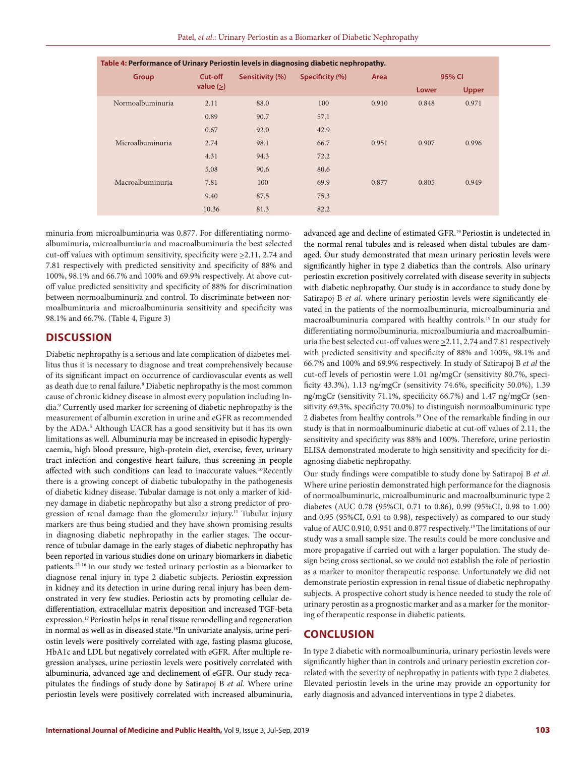**Table 4: Performance of Urinary Periostin levels in diagnosing diabetic nephropathy.**

| Group | Cut-off value (≥) | Sensitivity (%) | Specificity (%) | Area | 95% CI | |
|---|---|---|---|---|---|---|
| | | | | | Lower | Upper |
| Normoalbuminuria | 2.11 | 88.0 | 100 | 0.910 | 0.848 | 0.971 |
| | 0.89 | 90.7 | 57.1 | | | |
| | 0.67 | 92.0 | 42.9 | | | |
| Microalbuminuria | 2.74 | 98.1 | 66.7 | 0.951 | 0.907 | 0.996 |
| | 4.31 | 94.3 | 72.2 | | | |
| | 5.08 | 90.6 | 80.6 | | | |
| Macroalbuminuria | 7.81 | 100 | 69.9 | 0.877 | 0.805 | 0.949 |
| | 9.40 | 87.5 | 75.3 | | | |
| | 10.36 | 81.3 | 82.2 | | | |

minuria from microalbuminuria was 0.877. For differentiating normoalbuminuria, microalbumiuria and macroalbuminuria the best selected cut-off values with optimum sensitivity, specificity were ≥2.11, 2.74 and 7.81 respectively with predicted sensitivity and specificity of 88% and 100%, 98.1% and 66.7% and 100% and 69.9% respectively. At above cut-off value predicted sensitivity and specificity of 88% for discrimination between normoalbuminuria and control. To discriminate between normoalbuminuria and microalbuminuria sensitivity and specificity was 98.1% and 66.7%. (Table 4, Figure 3)

## DISCUSSION

Diabetic nephropathy is a serious and late complication of diabetes mellitus thus it is necessary to diagnose and treat comprehensively because of its significant impact on occurrence of cardiovascular events as well as death due to renal failure.[8] Diabetic nephropathy is the most common cause of chronic kidney disease in almost every population including India.[9] Currently used marker for screening of diabetic nephropathy is the measurement of albumin excretion in urine and eGFR as recommended by the ADA.[5] Although UACR has a good sensitivity but it has its own limitations as well. Albuminuria may be increased in episodic hyperglycaemia, high blood pressure, high-protein diet, exercise, fever, urinary tract infection and congestive heart failure, thus screening in people affected with such conditions can lead to inaccurate values.[10]Recently there is a growing concept of diabetic tubulopathy in the pathogenesis of diabetic kidney disease. Tubular damage is not only a marker of kidney damage in diabetic nephropathy but also a strong predictor of progression of renal damage than the glomerular injury.[11] Tubular injury markers are thus being studied and they have shown promising results in diagnosing diabetic nephropathy in the earlier stages. The occurrence of tubular damage in the early stages of diabetic nephropathy has been reported in various studies done on urinary biomarkers in diabetic patients.[12-16] In our study we tested urinary periostin as a biomarker to diagnose renal injury in type 2 diabetic subjects. Periostin expression in kidney and its detection in urine during renal injury has been demonstrated in very few studies. Periostin acts by promoting cellular dedifferentiation, extracellular matrix deposition and increased TGF-beta expression.[17] Periostin helps in renal tissue remodelling and regeneration in normal as well as in diseased state.[18]In univariate analysis, urine periostin levels were positively correlated with age, fasting plasma glucose, HbA1c and LDL but negatively correlated with eGFR. After multiple regression analyses, urine periostin levels were positively correlated with albuminuria, advanced age and declinement of eGFR. Our study recapitulates the findings of study done by Satirapoj B *et al*. Where urine periostin levels were positively correlated with increased albuminuria, advanced age and decline of estimated GFR.[19] Periostin is undetected in the normal renal tubules and is released when distal tubules are damaged. Our study demonstrated that mean urinary periostin levels were significantly higher in type 2 diabetics than the controls. Also urinary periostin excretion positively correlated with disease severity in subjects with diabetic nephropathy. Our study is in accordance to study done by Satirapoj B *et al.* where urinary periostin levels were significantly elevated in the patients of the normoalbuminuria, microalbuminuria and macroalbuminuria compared with healthy controls.[19] In our study for differentiating normolbuminuria, microalbumiuria and macroalbuminuria the best selected cut-off values were ≥2.11, 2.74 and 7.81 respectively with predicted sensitivity and specificity of 88% and 100%, 98.1% and 66.7% and 100% and 69.9% respectively. In study of Satirapoj B *et al* the cut-off levels of periostin were 1.01 ng/mgCr (sensitivity 80.7%, specificity 43.3%), 1.13 ng/mgCr (sensitivity 74.6%, specificity 50.0%), 1.39 ng/mgCr (sensitivity 71.1%, specificity 66.7%) and 1.47 ng/mgCr (sensitivity 69.3%, specificity 70.0%) to distinguish normoalbuminuric type 2 diabetes from healthy controls.[19] One of the remarkable finding in our study is that in normoalbuminuric diabetic at cut-off values of 2.11, the sensitivity and specificity was 88% and 100%. Therefore, urine periostin ELISA demonstrated moderate to high sensitivity and specificity for diagnosing diabetic nephropathy.

Our study findings were compatible to study done by Satirapoj B *et al*. Where urine periostin demonstrated high performance for the diagnosis of normoalbuminuric, microalbuminuric and macroalbuminuric type 2 diabetes (AUC 0.78 (95%CI, 0.71 to 0.86), 0.99 (95%CI, 0.98 to 1.00) and 0.95 (95%CI, 0.91 to 0.98), respectively) as compared to our study value of AUC 0.910, 0.951 and 0.877 respectively.[19] The limitations of our study was a small sample size. The results could be more conclusive and more propagative if carried out with a larger population. The study design being cross sectional, so we could not establish the role of periostin as a marker to monitor therapeutic response. Unfortunately we did not demonstrate periostin expression in renal tissue of diabetic nephropathy subjects. A prospective cohort study is hence needed to study the role of urinary perostin as a prognostic marker and as a marker for the monitoring of therapeutic response in diabetic patients.

## CONCLUSION

In type 2 diabetic with normoalbuminuria, urinary periostin levels were significantly higher than in controls and urinary periostin excretion correlated with the severity of nephropathy in patients with type 2 diabetes. Elevated periostin levels in the urine may provide an opportunity for early diagnosis and advanced interventions in type 2 diabetes.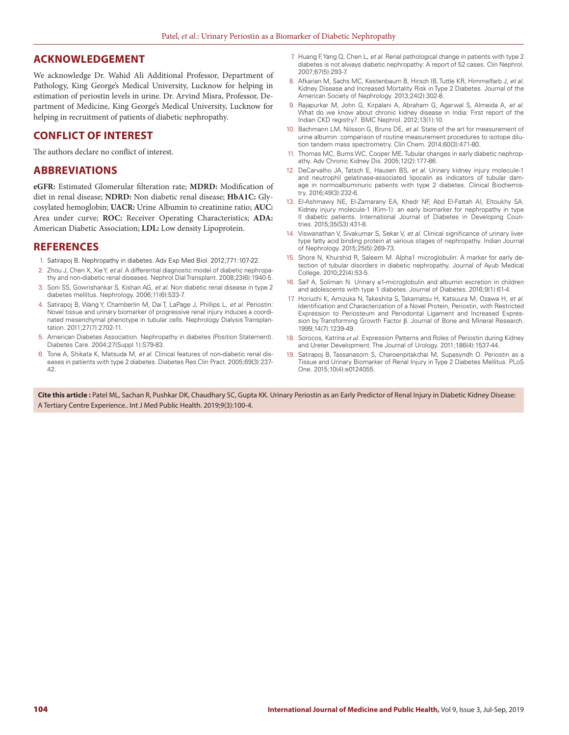## ACKNOWLEDGEMENT

We acknowledge Dr. Wahid Ali Additional Professor, Department of Pathology, King George's Medical University, Lucknow for helping in estimation of periostin levels in urine. Dr. Arvind Misra, Professor, Department of Medicine, King George's Medical University, Lucknow for helping in recruitment of patients of diabetic nephropathy.

## CONFLICT OF INTEREST

The authors declare no conflict of interest.

## ABBREVIATIONS

**eGFR:** Estimated Glomerular filteration rate; **MDRD:** Modification of diet in renal disease; **NDRD:** Non diabetic renal disease; **HbA1C:** Glycosylated hemoglobin; **UACR:** Urine Albumin to creatinine ratio; **AUC:** Area under curve; **ROC:** Receiver Operating Characteristics; **ADA:** American Diabetic Association; **LDL:** Low density Lipoprotein.

## REFERENCES

1. Satirapoj B. Nephropathy in diabetes. Adv Exp Med Biol. 2012;771:107-22.
2. Zhou J, Chen X, Xie Y, *et al.* A differential diagnostic model of diabetic nephropathy and non-diabetic renal diseases. Nephrol Dial Transplant. 2008;23(6):1940-5.
3. Soni SS, Gowrishankar S, Kishan AG, *et al.* Non diabetic renal disease in type 2 diabetes mellitus. Nephrology. 2006;11(6):533-7.
4. Satirapoj B, Wang Y, Chamberlin M, Dai T, LaPage J, Phillips L, *et al.* Periostin: Novel tissue and urinary biomarker of progressive renal injury induces a coordinated mesenchymal phenotype in tubular cells. Nephrology Dialysis Transplantation. 2011;27(7):2702-11.
5. American Diabetes Association. Nephropathy in diabetes (Position Statement). Diabetes Care. 2004;27(Suppl 1):S79-83.
6. Tone A, Shikata K, Matsuda M, *et al.* Clinical features of non-diabetic renal diseases in patients with type 2 diabetes. Diabetes Res Clin Pract. 2005;69(3):237-42.
7. Huang F, Yang Q, Chen L, *et al.* Renal pathological change in patients with type 2 diabetes is not always diabetic nephropathy: A report of 52 cases. Clin Nephrol. 2007;67(5):293-7.
8. Afkarian M, Sachs MC, Kestenbaum B, Hirsch IB, Tuttle KR, Himmelfarb J, *et al.* Kidney Disease and Increased Mortality Risk in Type 2 Diabetes. Journal of the American Society of Nephrology. 2013;24(2):302-8.
9. Rajapurkar M, John G, Kirpalani A, Abraham G, Agarwal S, Almeida A, *et al.* What do we know about chronic kidney disease in India: First report of the Indian CKD registry?. BMC Nephrol. 2012;13(1):10.
10. Bachmann LM, Nilsson G, Bruns DE, *et al.* State of the art for measurement of urine albumin: comparison of routine measurement procedures to isotope dilution tandem mass spectrometry. Clin Chem. 2014;60(3):471-80.
11. Thomas MC, Burns WC, Cooper ME. Tubular changes in early diabetic nephropathy. Adv Chronic Kidney Dis. 2005;12(2):177-86.
12. DeCarvalho JA, Tatsch E, Hausen BS, *et al.* Urinary kidney injury molecule-1 and neutrophil gelatinase-associated lipocalin as indicators of tubular damage in normoalbuminuric patients with type 2 diabetes. Clinical Biochemistry. 2016;49(3):232-6.
13. El-Ashmawy NE, El-Zamarany EA, Khedr NF, Abd El-Fattah AI, Eltoukhy SA. Kidney injury molecule-1 (Kim-1): an early biomarker for nephropathy in type II diabetic patients. International Journal of Diabetes in Developing Countries. 2015;35(S3):431-8.
14. Viswanathan V, Sivakumar S, Sekar V, *et al.* Clinical significance of urinary liver-type fatty acid binding protein at various stages of nephropathy. Indian Journal of Nephrology. 2015;25(5):269-73.
15. Shore N, Khurshid R, Saleem M. Alpha1 microglobulin: A marker for early detection of tubular disorders in diabetic nephropathy. Journal of Ayub Medical College. 2010;22(4):53-5.
16. Saif A, Soliman N. Urinary α1-microglobulin and albumin excretion in children and adolescents with type 1 diabetes. Journal of Diabetes. 2016;9(1):61-4.
17. Horiuchi K, Amizuka N, Takeshita S, Takamatsu H, Katsuura M, Ozawa H, *et al.* Identification and Characterization of a Novel Protein, Periostin, with Restricted Expression to Periosteum and Periodontal Ligament and Increased Expression by Transforming Growth Factor β. Journal of Bone and Mineral Research. 1999;14(7):1239-49.
18. Sorocos, Katrina *et al.* Expression Patterns and Roles of Periostin during Kidney and Ureter Development. The Journal of Urology. 2011;186(4):1537-44.
19. Satirapoj B, Tassanasorn S, Charoenpitakchai M, Supasyndh O. Periostin as a Tissue and Urinary Biomarker of Renal Injury in Type 2 Diabetes Mellitus. PLoS One. 2015;10(4):e0124055.

**Cite this article :** Patel ML, Sachan R, Pushkar DK, Chaudhary SC, Gupta KK. Urinary Periostin as an Early Predictor of Renal Injury in Diabetic Kidney Disease: A Tertiary Centre Experience.. Int J Med Public Health. 2019;9(3):100-4.